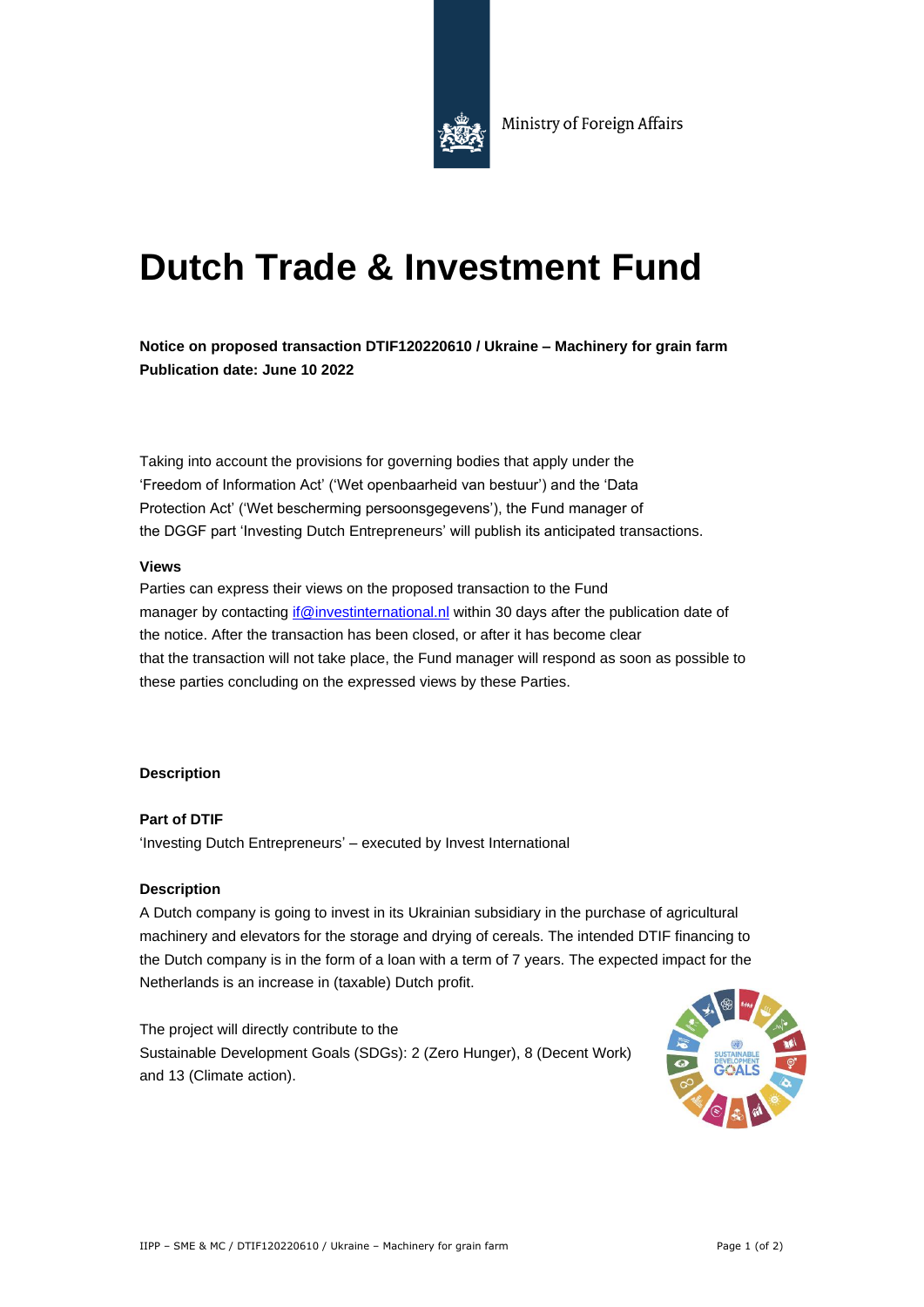Ministry of Foreign Affairs

# Dutch Trade & Investment Fund

**Notice on proposed transaction DTIF120220610 / Ukraine – Machinery for grain farm**
**Publication date: June 10 2022**

Taking into account the provisions for governing bodies that apply under the 'Freedom of Information Act' ('Wet openbaarheid van bestuur') and the 'Data Protection Act' ('Wet bescherming persoonsgegevens'), the Fund manager of the DGGF part 'Investing Dutch Entrepreneurs' will publish its anticipated transactions.

**Views**
Parties can express their views on the proposed transaction to the Fund manager by contacting [if@investinternational.nl](mailto:if@investinternational.nl) within 30 days after the publication date of the notice. After the transaction has been closed, or after it has become clear that the transaction will not take place, the Fund manager will respond as soon as possible to these parties concluding on the expressed views by these Parties.

## Description

**Part of DTIF**
'Investing Dutch Entrepreneurs' – executed by Invest International

**Description**
A Dutch company is going to invest in its Ukrainian subsidiary in the purchase of agricultural machinery and elevators for the storage and drying of cereals. The intended DTIF financing to the Dutch company is in the form of a loan with a term of 7 years. The expected impact for the Netherlands is an increase in (taxable) Dutch profit.

The project will directly contribute to the Sustainable Development Goals (SDGs): 2 (Zero Hunger), 8 (Decent Work) and 13 (Climate action).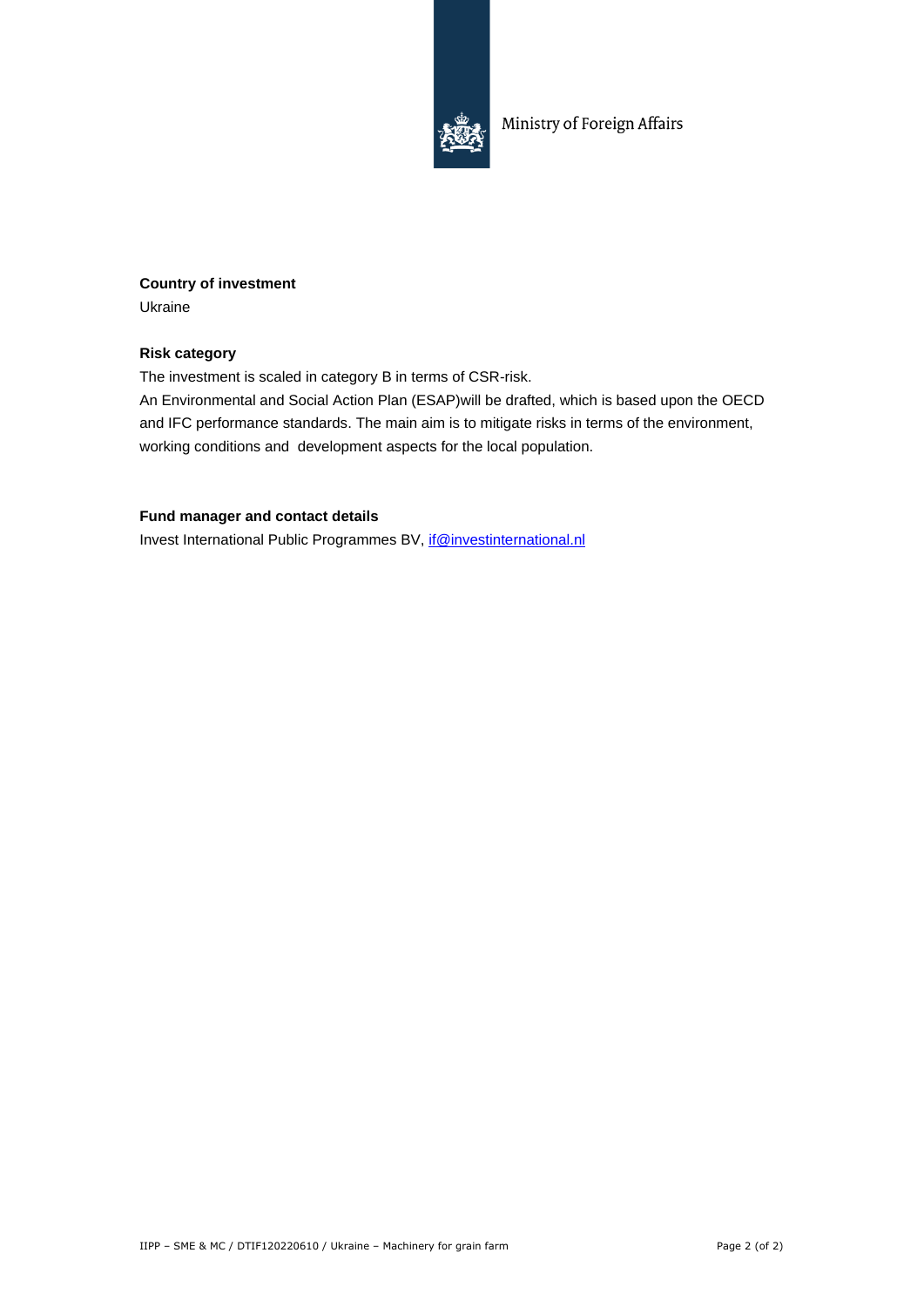**Country of investment**

Ukraine

**Risk category**

The investment is scaled in category B in terms of CSR-risk.
An Environmental and Social Action Plan (ESAP)will be drafted, which is based upon the OECD and IFC performance standards. The main aim is to mitigate risks in terms of the environment, working conditions and development aspects for the local population.

**Fund manager and contact details**

Invest International Public Programmes BV, [if@investinternational.nl](mailto:if@investinternational.nl)